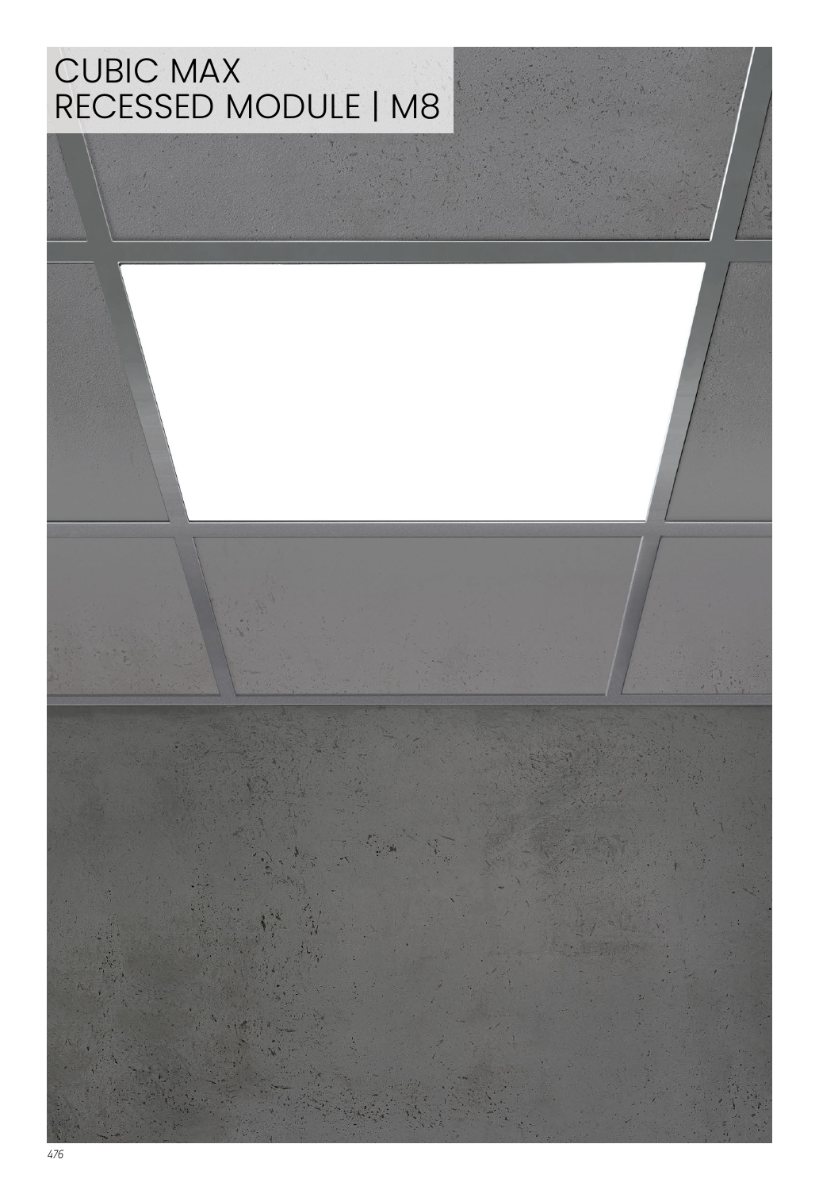# CUBIC MAX
# RECESSED MODULE | M8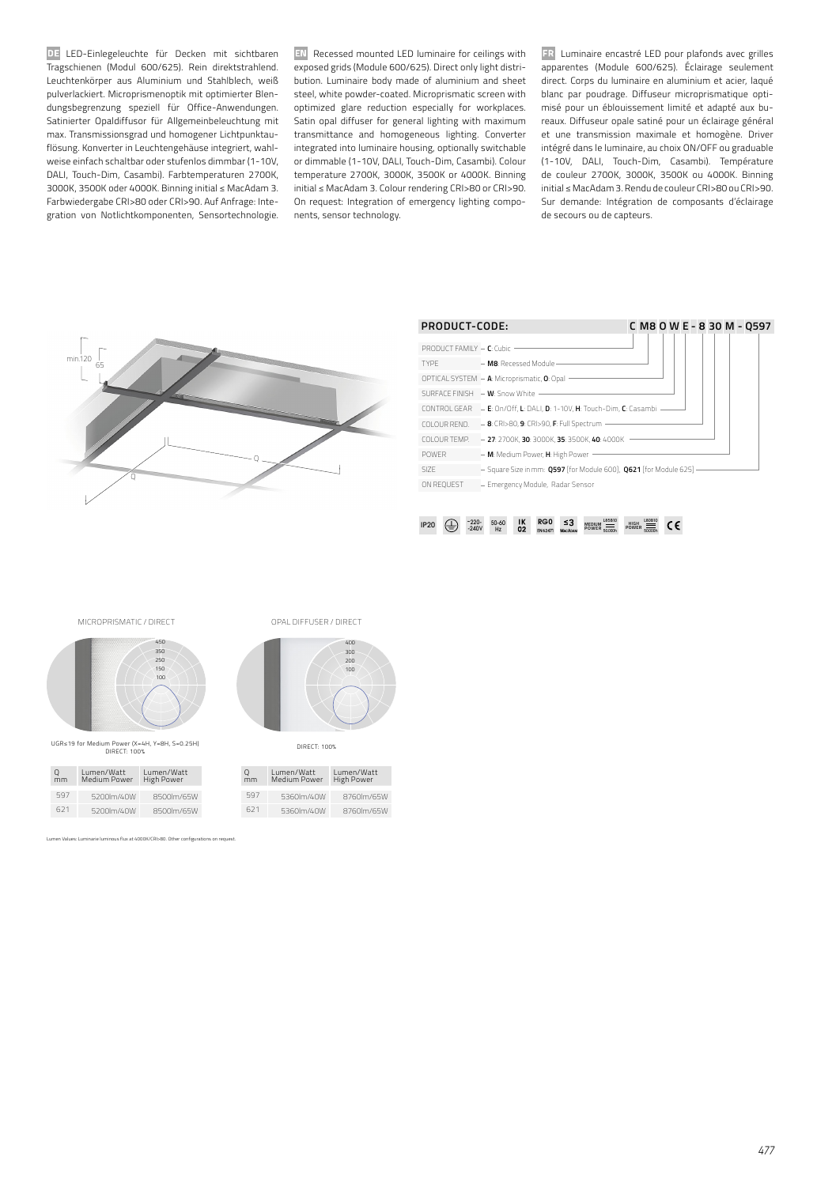**DE** LED-Einlegeleuchte für Decken mit sichtbaren Tragschienen (Modul 600/625). Rein direktstrahlend. Leuchtenkörper aus Aluminium und Stahlblech, weiß pulverlackiert. Microprismenoptik mit optimierter Blendungsbegrenzung speziell für Office-Anwendungen. Satinierter Opaldiffusor für Allgemeinbeleuchtung mit max. Transmissionsgrad und homogener Lichtpunktauflösung. Konverter in Leuchtengehäuse integriert, wahlweise einfach schaltbar oder stufenlos dimmbar (1-10V, DALI, Touch-Dim, Casambi). Farbtemperaturen 2700K, 3000K, 3500K oder 4000K. Binning initial ≤ MacAdam 3. Farbwiedergabe CRI>80 oder CRI>90. Auf Anfrage: Integration von Notlichtkomponenten, Sensortechnologie.

**EN** Recessed mounted LED luminaire for ceilings with exposed grids (Module 600/625). Direct only light distribution. Luminaire body made of aluminium and sheet steel, white powder-coated. Microprismatic screen with optimized glare reduction especially for workplaces. Satin opal diffuser for general lighting with maximum transmittance and homogeneous lighting. Converter integrated into luminaire housing, optionally switchable or dimmable (1-10V, DALI, Touch-Dim, Casambi). Colour temperature 2700K, 3000K, 3500K or 4000K. Binning initial ≤ MacAdam 3. Colour rendering CRI>80 or CRI>90. On request: Integration of emergency lighting components, sensor technology.

**FR** Luminaire encastré LED pour plafonds avec grilles apparentes (Module 600/625). Éclairage seulement direct. Corps du luminaire en aluminium et acier, laqué blanc par poudrage. Diffuseur microprismatique optimisé pour un éblouissement limité et adapté aux bureaux. Diffuseur opale satiné pour un éclairage général et une transmission maximale et homogène. Driver intégré dans le luminaire, au choix ON/OFF ou graduable (1-10V, DALI, Touch-Dim, Casambi). Température de couleur 2700K, 3000K, 3500K ou 4000K. Binning initial ≤ MacAdam 3. Rendu de couleur CRI>80 ou CRI>90. Sur demande: Intégration de composants d'éclairage de secours ou de capteurs.

min.120
65
Q
Q

**PRODUCT-CODE:** C M8 O W E - 8 30 M - Q597

| | |
|---|---|
| PRODUCT FAMILY | – **C**: Cubic |
| TYPE | – **M8**: Recessed Module |
| OPTICAL SYSTEM | – **A**: Microprismatic, **O**: Opal |
| SURFACE FINISH | – **W**: Snow White |
| CONTROL GEAR | – **E**: On/Off, **L**: DALI, **D**: 1-10V, **H**: Touch-Dim, **C**: Casambi |
| COLOUR REND. | – **8**: CRI>80, **9**: CRI>90, **F**: Full Spectrum |
| COLOUR TEMP. | – **27**: 2700K, **30**: 3000K, **35**: 3500K, **40**: 4000K |
| POWER | – **M**: Medium Power, **H**: High Power |
| SIZE | – Square Size in mm: **Q597** (for Module 600), **Q621** (for Module 625) |
| ON REQUEST | – Emergency Module, Radar Sensor |

IP20 ~220-240V 50-60 Hz IK 02 RG0 EN62471 ≤3 MacAdam MEDIUM POWER L85B10 50.000h HIGH POWER L80B10 50.000h CE

MICROPRISMATIC / DIRECT

450
350
250
150
100

UGR≤19 for Medium Power (X=4H, Y=8H, S=0.25H)
DIRECT: 100%

| Q mm | Lumen/Watt Medium Power | Lumen/Watt High Power |
|---|---|---|
| 597 | 5200lm/40W | 8500lm/65W |
| 621 | 5200lm/40W | 8500lm/65W |

OPAL DIFFUSER / DIRECT

400
300
200
100

DIRECT: 100%

| Q mm | Lumen/Watt Medium Power | Lumen/Watt High Power |
|---|---|---|
| 597 | 5360lm/40W | 8760lm/65W |
| 621 | 5360lm/40W | 8760lm/65W |

Lumen Values: Luminaire luminous flux at 4000K/CRI>80. Other configurations on request.